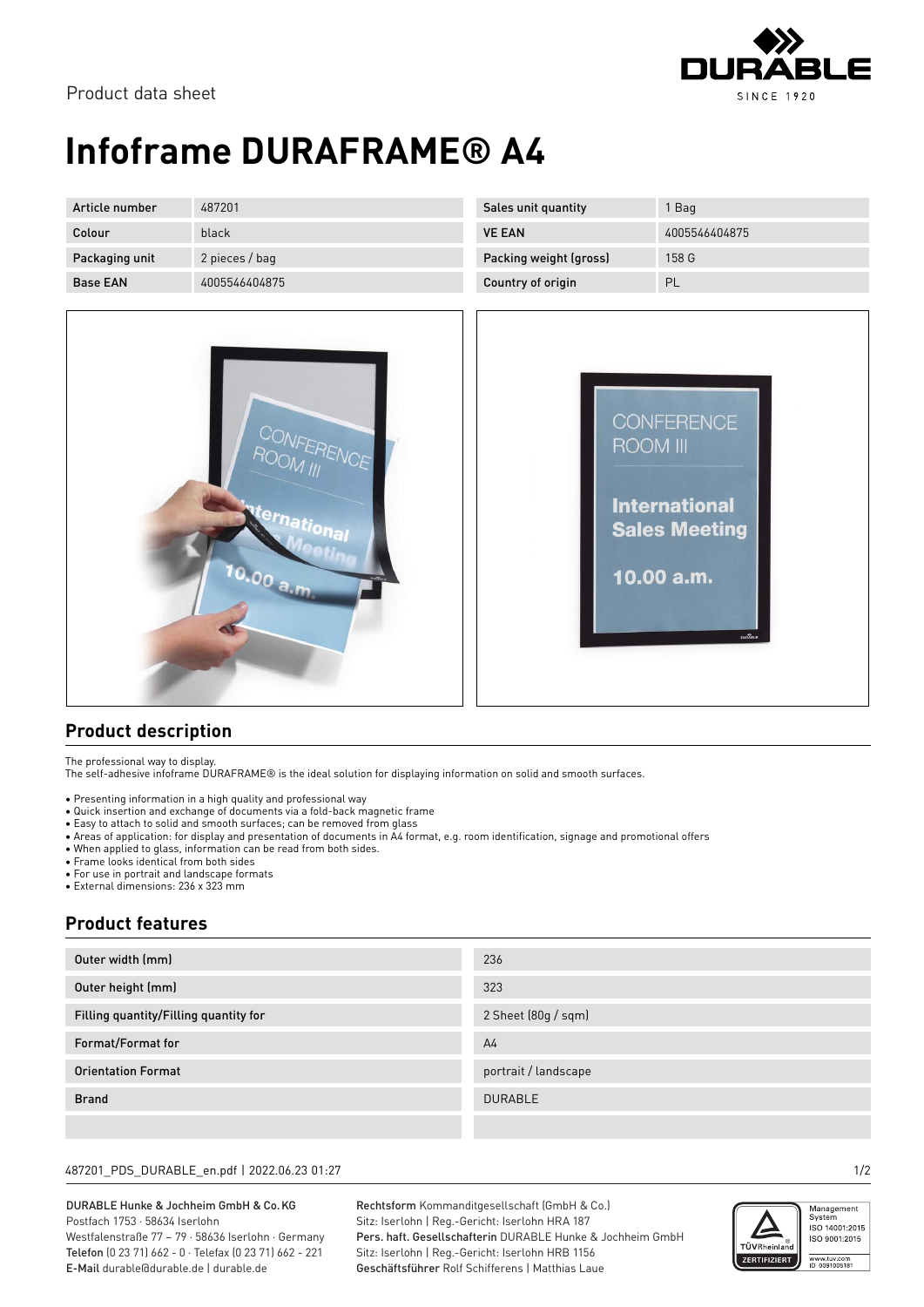Product data sheet

# Infoframe DURAFRAME® A4

| Article number | 487201 | Sales unit quantity | 1 Bag |
|---|---|---|---|
| Colour | black | VE EAN | 4005546404875 |
| Packaging unit | 2 pieces / bag | Packing weight (gross) | 158 G |
| Base EAN | 4005546404875 | Country of origin | PL |

## Product description

The professional way to display.
The self-adhesive infoframe DURAFRAME® is the ideal solution for displaying information on solid and smooth surfaces.

- Presenting information in a high quality and professional way
- Quick insertion and exchange of documents via a fold-back magnetic frame
- Easy to attach to solid and smooth surfaces; can be removed from glass
- Areas of application: for display and presentation of documents in A4 format, e.g. room identification, signage and promotional offers
- When applied to glass, information can be read from both sides.
- Frame looks identical from both sides
- For use in portrait and landscape formats
- External dimensions: 236 x 323 mm

## Product features

| Feature | Value |
|---|---|
| Outer width (mm) | 236 |
| Outer height (mm) | 323 |
| Filling quantity/Filling quantity for | 2 Sheet (80g / sqm) |
| Format/Format for | A4 |
| Orientation Format | portrait / landscape |
| Brand | DURABLE |

487201_PDS_DURABLE_en.pdf | 2022.06.23 01:27

**DURABLE Hunke & Jochheim GmbH & Co. KG**
Postfach 1753 · 58634 Iserlohn
Westfalenstraße 77 – 79 · 58636 Iserlohn · Germany
**Telefon** (0 23 71) 662 - 0 · Telefax (0 23 71) 662 - 221
**E-Mail** durable@durable.de | durable.de

**Rechtsform** Kommanditgesellschaft (GmbH & Co.)
Sitz: Iserlohn | Reg.-Gericht: Iserlohn HRA 187
**Pers. haft. Gesellschafterin** DURABLE Hunke & Jochheim GmbH
Sitz: Iserlohn | Reg.-Gericht: Iserlohn HRB 1156
**Geschäftsführer** Rolf Schifferens | Matthias Laue

TÜVRheinland ZERTIFIZIERT – Management System ISO 14001:2015 ISO 9001:2015 – www.tuv.com ID 0091006181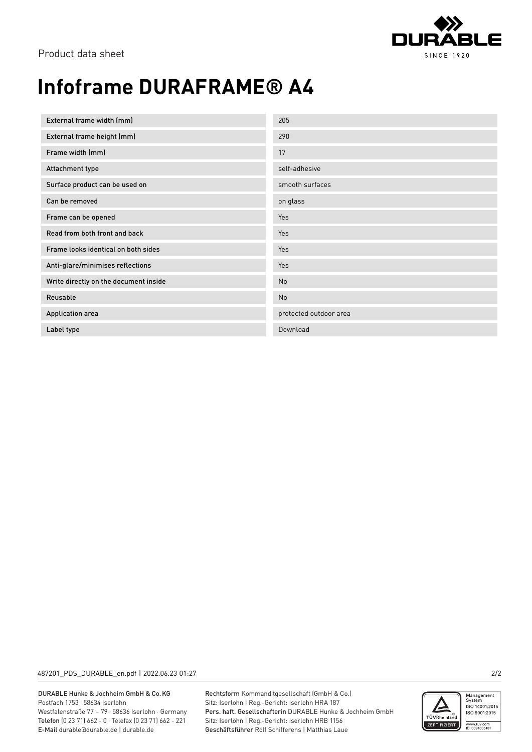Product data sheet

# Infoframe DURAFRAME® A4

| | |
|---|---|
| External frame width (mm) | 205 |
| External frame height (mm) | 290 |
| Frame width (mm) | 17 |
| Attachment type | self-adhesive |
| Surface product can be used on | smooth surfaces |
| Can be removed | on glass |
| Frame can be opened | Yes |
| Read from both front and back | Yes |
| Frame looks identical on both sides | Yes |
| Anti-glare/minimises reflections | Yes |
| Write directly on the document inside | No |
| Reusable | No |
| Application area | protected outdoor area |
| Label type | Download |

487201_PDS_DURABLE_en.pdf | 2022.06.23 01:27

**DURABLE Hunke & Jochheim GmbH & Co. KG**
Postfach 1753 · 58634 Iserlohn
Westfalenstraße 77 – 79 · 58636 Iserlohn · Germany
**Telefon** (0 23 71) 662 - 0 · Telefax (0 23 71) 662 - 221
**E-Mail** durable@durable.de | durable.de

**Rechtsform** Kommanditgesellschaft (GmbH & Co.)
Sitz: Iserlohn | Reg.-Gericht: Iserlohn HRA 187
**Pers. haft. Gesellschafterin** DURABLE Hunke & Jochheim GmbH
Sitz: Iserlohn | Reg.-Gericht: Iserlohn HRB 1156
**Geschäftsführer** Rolf Schifferens | Matthias Laue